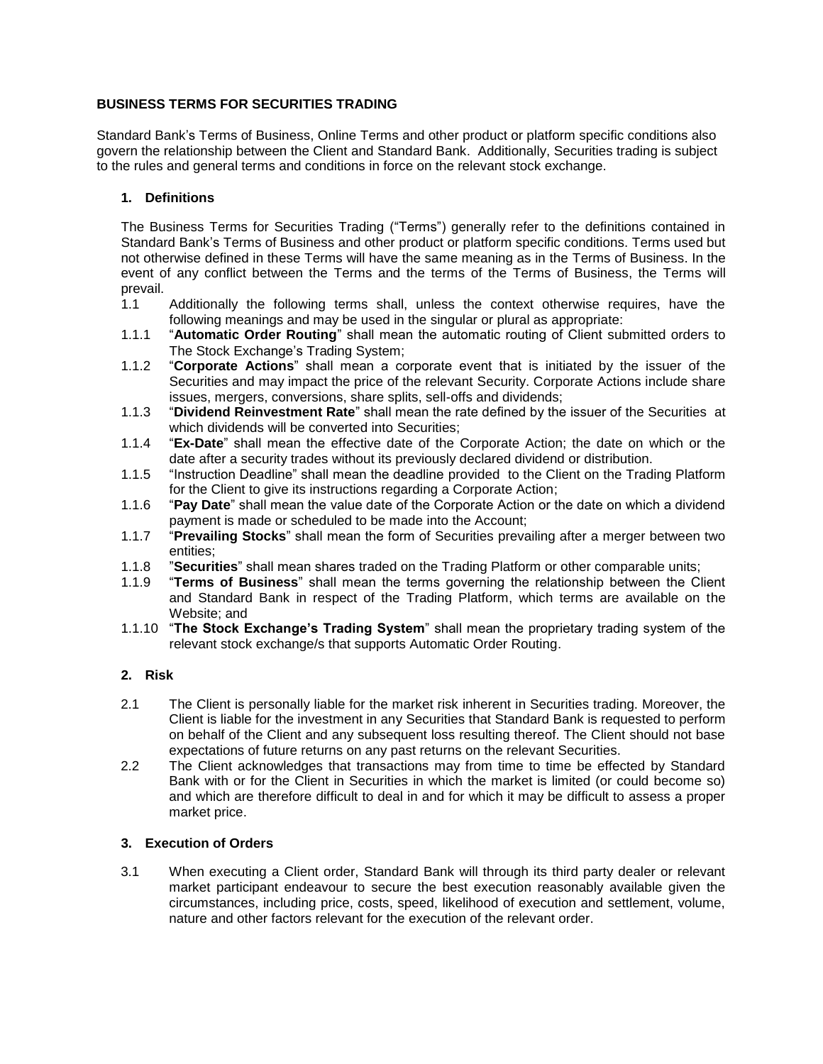# BUSINESS TERMS FOR SECURITIES TRADING

Standard Bank's Terms of Business, Online Terms and other product or platform specific conditions also govern the relationship between the Client and Standard Bank. Additionally, Securities trading is subject to the rules and general terms and conditions in force on the relevant stock exchange.

## 1. Definitions

The Business Terms for Securities Trading ("Terms") generally refer to the definitions contained in Standard Bank's Terms of Business and other product or platform specific conditions. Terms used but not otherwise defined in these Terms will have the same meaning as in the Terms of Business. In the event of any conflict between the Terms and the terms of the Terms of Business, the Terms will prevail.

1.1 Additionally the following terms shall, unless the context otherwise requires, have the following meanings and may be used in the singular or plural as appropriate:

1.1.1 "**Automatic Order Routing**" shall mean the automatic routing of Client submitted orders to The Stock Exchange's Trading System;

1.1.2 "**Corporate Actions**" shall mean a corporate event that is initiated by the issuer of the Securities and may impact the price of the relevant Security. Corporate Actions include share issues, mergers, conversions, share splits, sell-offs and dividends;

1.1.3 "**Dividend Reinvestment Rate**" shall mean the rate defined by the issuer of the Securities at which dividends will be converted into Securities;

1.1.4 "**Ex-Date**" shall mean the effective date of the Corporate Action; the date on which or the date after a security trades without its previously declared dividend or distribution.

1.1.5 "Instruction Deadline" shall mean the deadline provided to the Client on the Trading Platform for the Client to give its instructions regarding a Corporate Action;

1.1.6 "**Pay Date**" shall mean the value date of the Corporate Action or the date on which a dividend payment is made or scheduled to be made into the Account;

1.1.7 "**Prevailing Stocks**" shall mean the form of Securities prevailing after a merger between two entities;

1.1.8 "**Securities**" shall mean shares traded on the Trading Platform or other comparable units;

1.1.9 "**Terms of Business**" shall mean the terms governing the relationship between the Client and Standard Bank in respect of the Trading Platform, which terms are available on the Website; and

1.1.10 "**The Stock Exchange's Trading System**" shall mean the proprietary trading system of the relevant stock exchange/s that supports Automatic Order Routing.

## 2. Risk

2.1 The Client is personally liable for the market risk inherent in Securities trading. Moreover, the Client is liable for the investment in any Securities that Standard Bank is requested to perform on behalf of the Client and any subsequent loss resulting thereof. The Client should not base expectations of future returns on any past returns on the relevant Securities.

2.2 The Client acknowledges that transactions may from time to time be effected by Standard Bank with or for the Client in Securities in which the market is limited (or could become so) and which are therefore difficult to deal in and for which it may be difficult to assess a proper market price.

## 3. Execution of Orders

3.1 When executing a Client order, Standard Bank will through its third party dealer or relevant market participant endeavour to secure the best execution reasonably available given the circumstances, including price, costs, speed, likelihood of execution and settlement, volume, nature and other factors relevant for the execution of the relevant order.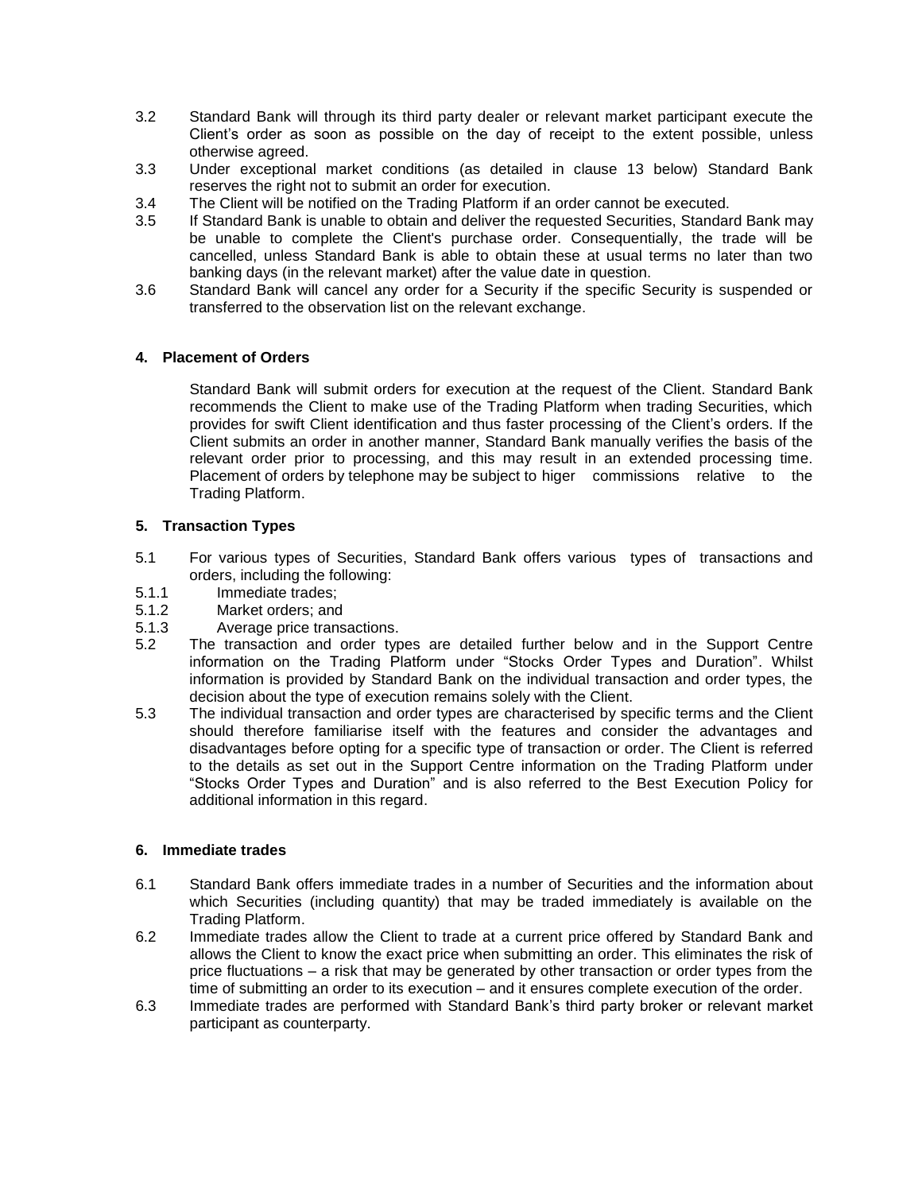3.2 Standard Bank will through its third party dealer or relevant market participant execute the Client's order as soon as possible on the day of receipt to the extent possible, unless otherwise agreed.

3.3 Under exceptional market conditions (as detailed in clause 13 below) Standard Bank reserves the right not to submit an order for execution.

3.4 The Client will be notified on the Trading Platform if an order cannot be executed.

3.5 If Standard Bank is unable to obtain and deliver the requested Securities, Standard Bank may be unable to complete the Client's purchase order. Consequentially, the trade will be cancelled, unless Standard Bank is able to obtain these at usual terms no later than two banking days (in the relevant market) after the value date in question.

3.6 Standard Bank will cancel any order for a Security if the specific Security is suspended or transferred to the observation list on the relevant exchange.

### 4. Placement of Orders

Standard Bank will submit orders for execution at the request of the Client. Standard Bank recommends the Client to make use of the Trading Platform when trading Securities, which provides for swift Client identification and thus faster processing of the Client's orders. If the Client submits an order in another manner, Standard Bank manually verifies the basis of the relevant order prior to processing, and this may result in an extended processing time. Placement of orders by telephone may be subject to higer commissions relative to the Trading Platform.

### 5. Transaction Types

5.1 For various types of Securities, Standard Bank offers various types of transactions and orders, including the following:

5.1.1 Immediate trades;

5.1.2 Market orders; and

5.1.3 Average price transactions.

5.2 The transaction and order types are detailed further below and in the Support Centre information on the Trading Platform under "Stocks Order Types and Duration". Whilst information is provided by Standard Bank on the individual transaction and order types, the decision about the type of execution remains solely with the Client.

5.3 The individual transaction and order types are characterised by specific terms and the Client should therefore familiarise itself with the features and consider the advantages and disadvantages before opting for a specific type of transaction or order. The Client is referred to the details as set out in the Support Centre information on the Trading Platform under "Stocks Order Types and Duration" and is also referred to the Best Execution Policy for additional information in this regard.

### 6. Immediate trades

6.1 Standard Bank offers immediate trades in a number of Securities and the information about which Securities (including quantity) that may be traded immediately is available on the Trading Platform.

6.2 Immediate trades allow the Client to trade at a current price offered by Standard Bank and allows the Client to know the exact price when submitting an order. This eliminates the risk of price fluctuations – a risk that may be generated by other transaction or order types from the time of submitting an order to its execution – and it ensures complete execution of the order.

6.3 Immediate trades are performed with Standard Bank's third party broker or relevant market participant as counterparty.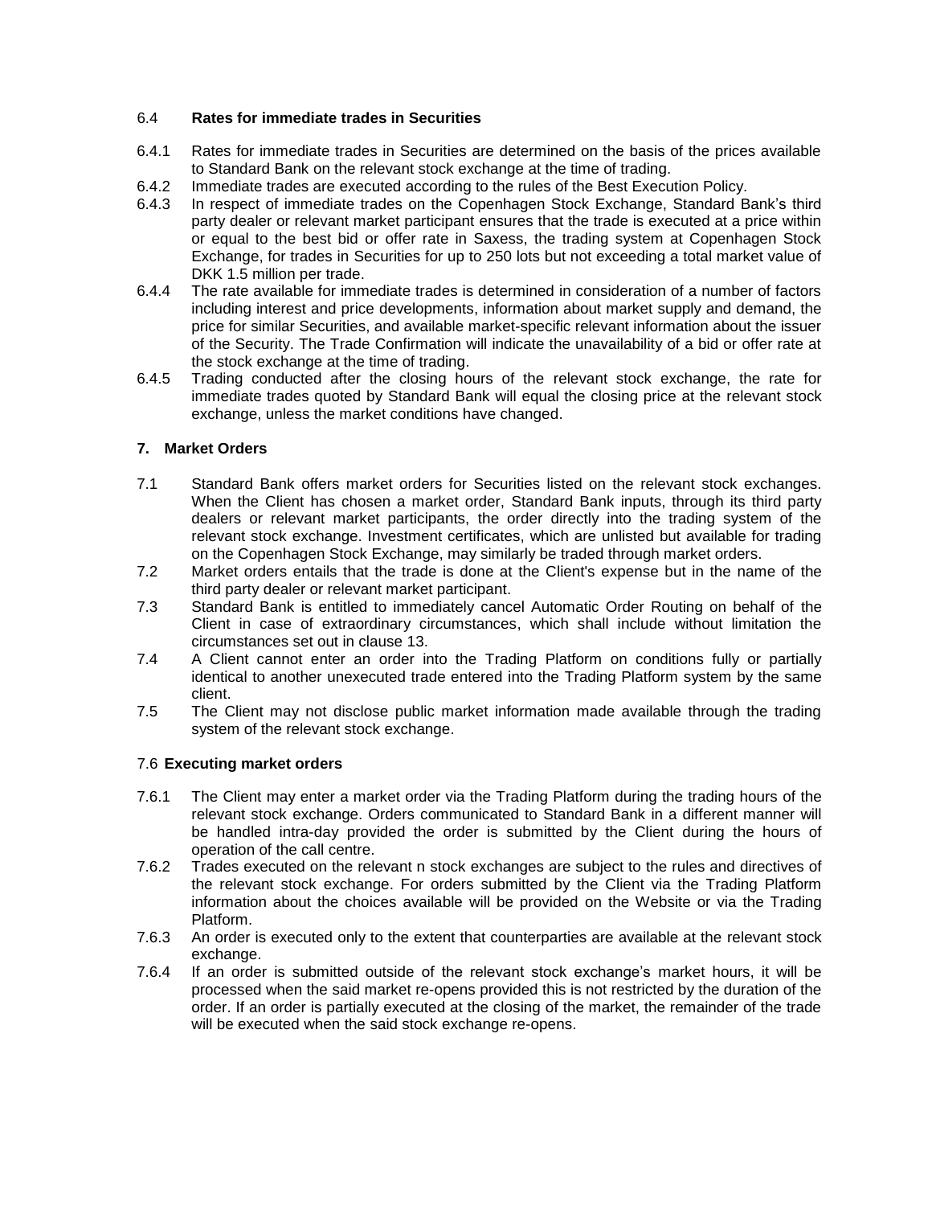### 6.4 **Rates for immediate trades in Securities**

6.4.1 Rates for immediate trades in Securities are determined on the basis of the prices available to Standard Bank on the relevant stock exchange at the time of trading.

6.4.2 Immediate trades are executed according to the rules of the Best Execution Policy.

6.4.3 In respect of immediate trades on the Copenhagen Stock Exchange, Standard Bank's third party dealer or relevant market participant ensures that the trade is executed at a price within or equal to the best bid or offer rate in Saxess, the trading system at Copenhagen Stock Exchange, for trades in Securities for up to 250 lots but not exceeding a total market value of DKK 1.5 million per trade.

6.4.4 The rate available for immediate trades is determined in consideration of a number of factors including interest and price developments, information about market supply and demand, the price for similar Securities, and available market-specific relevant information about the issuer of the Security. The Trade Confirmation will indicate the unavailability of a bid or offer rate at the stock exchange at the time of trading.

6.4.5 Trading conducted after the closing hours of the relevant stock exchange, the rate for immediate trades quoted by Standard Bank will equal the closing price at the relevant stock exchange, unless the market conditions have changed.

## 7. Market Orders

7.1 Standard Bank offers market orders for Securities listed on the relevant stock exchanges. When the Client has chosen a market order, Standard Bank inputs, through its third party dealers or relevant market participants, the order directly into the trading system of the relevant stock exchange. Investment certificates, which are unlisted but available for trading on the Copenhagen Stock Exchange, may similarly be traded through market orders.

7.2 Market orders entails that the trade is done at the Client's expense but in the name of the third party dealer or relevant market participant.

7.3 Standard Bank is entitled to immediately cancel Automatic Order Routing on behalf of the Client in case of extraordinary circumstances, which shall include without limitation the circumstances set out in clause 13.

7.4 A Client cannot enter an order into the Trading Platform on conditions fully or partially identical to another unexecuted trade entered into the Trading Platform system by the same client.

7.5 The Client may not disclose public market information made available through the trading system of the relevant stock exchange.

### 7.6 **Executing market orders**

7.6.1 The Client may enter a market order via the Trading Platform during the trading hours of the relevant stock exchange. Orders communicated to Standard Bank in a different manner will be handled intra-day provided the order is submitted by the Client during the hours of operation of the call centre.

7.6.2 Trades executed on the relevant n stock exchanges are subject to the rules and directives of the relevant stock exchange. For orders submitted by the Client via the Trading Platform information about the choices available will be provided on the Website or via the Trading Platform.

7.6.3 An order is executed only to the extent that counterparties are available at the relevant stock exchange.

7.6.4 If an order is submitted outside of the relevant stock exchange's market hours, it will be processed when the said market re-opens provided this is not restricted by the duration of the order. If an order is partially executed at the closing of the market, the remainder of the trade will be executed when the said stock exchange re-opens.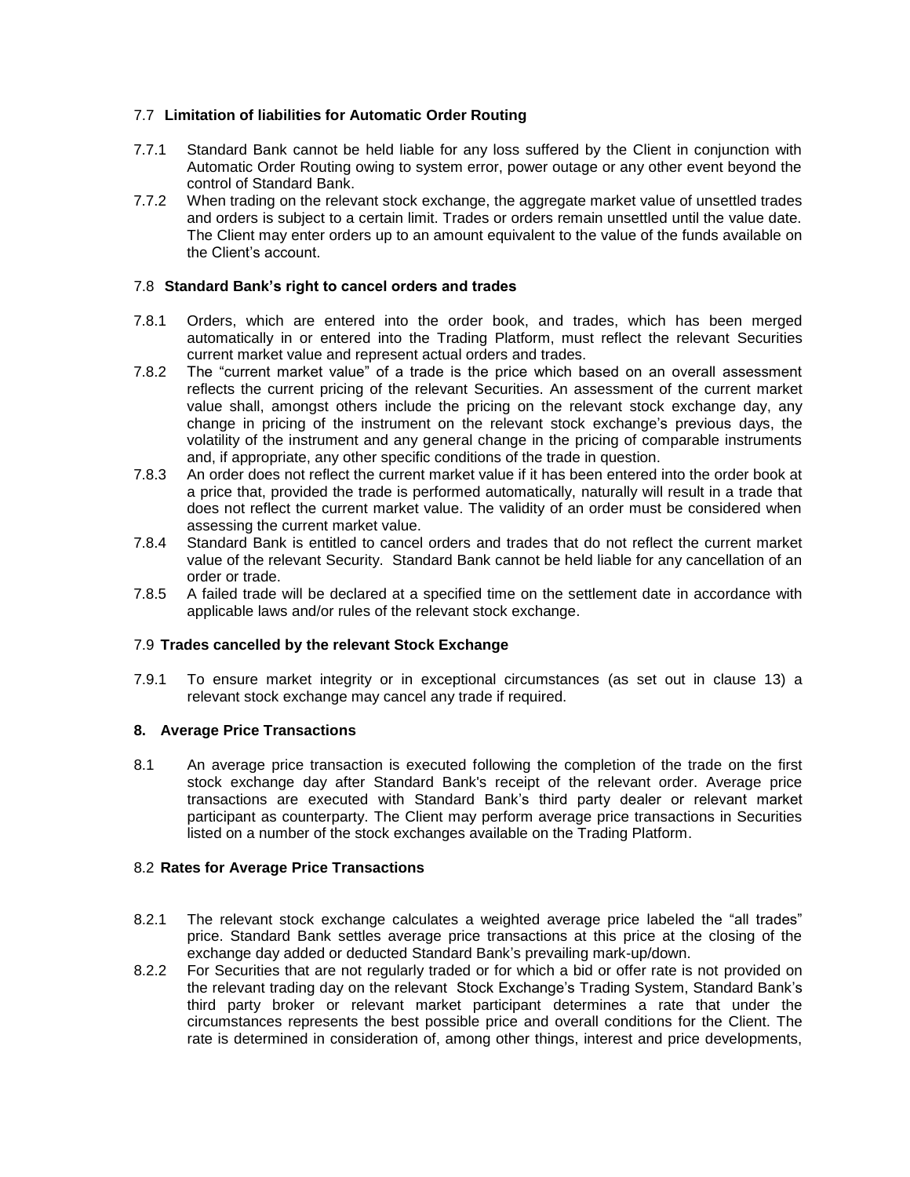### 7.7 **Limitation of liabilities for Automatic Order Routing**

7.7.1 Standard Bank cannot be held liable for any loss suffered by the Client in conjunction with Automatic Order Routing owing to system error, power outage or any other event beyond the control of Standard Bank.

7.7.2 When trading on the relevant stock exchange, the aggregate market value of unsettled trades and orders is subject to a certain limit. Trades or orders remain unsettled until the value date. The Client may enter orders up to an amount equivalent to the value of the funds available on the Client's account.

### 7.8 **Standard Bank's right to cancel orders and trades**

7.8.1 Orders, which are entered into the order book, and trades, which has been merged automatically in or entered into the Trading Platform, must reflect the relevant Securities current market value and represent actual orders and trades.

7.8.2 The "current market value" of a trade is the price which based on an overall assessment reflects the current pricing of the relevant Securities. An assessment of the current market value shall, amongst others include the pricing on the relevant stock exchange day, any change in pricing of the instrument on the relevant stock exchange's previous days, the volatility of the instrument and any general change in the pricing of comparable instruments and, if appropriate, any other specific conditions of the trade in question.

7.8.3 An order does not reflect the current market value if it has been entered into the order book at a price that, provided the trade is performed automatically, naturally will result in a trade that does not reflect the current market value. The validity of an order must be considered when assessing the current market value.

7.8.4 Standard Bank is entitled to cancel orders and trades that do not reflect the current market value of the relevant Security. Standard Bank cannot be held liable for any cancellation of an order or trade.

7.8.5 A failed trade will be declared at a specified time on the settlement date in accordance with applicable laws and/or rules of the relevant stock exchange.

### 7.9 **Trades cancelled by the relevant Stock Exchange**

7.9.1 To ensure market integrity or in exceptional circumstances (as set out in clause 13) a relevant stock exchange may cancel any trade if required.

## 8. Average Price Transactions

8.1 An average price transaction is executed following the completion of the trade on the first stock exchange day after Standard Bank's receipt of the relevant order. Average price transactions are executed with Standard Bank's third party dealer or relevant market participant as counterparty. The Client may perform average price transactions in Securities listed on a number of the stock exchanges available on the Trading Platform.

### 8.2 **Rates for Average Price Transactions**

8.2.1 The relevant stock exchange calculates a weighted average price labeled the "all trades" price. Standard Bank settles average price transactions at this price at the closing of the exchange day added or deducted Standard Bank's prevailing mark-up/down.

8.2.2 For Securities that are not regularly traded or for which a bid or offer rate is not provided on the relevant trading day on the relevant Stock Exchange's Trading System, Standard Bank's third party broker or relevant market participant determines a rate that under the circumstances represents the best possible price and overall conditions for the Client. The rate is determined in consideration of, among other things, interest and price developments,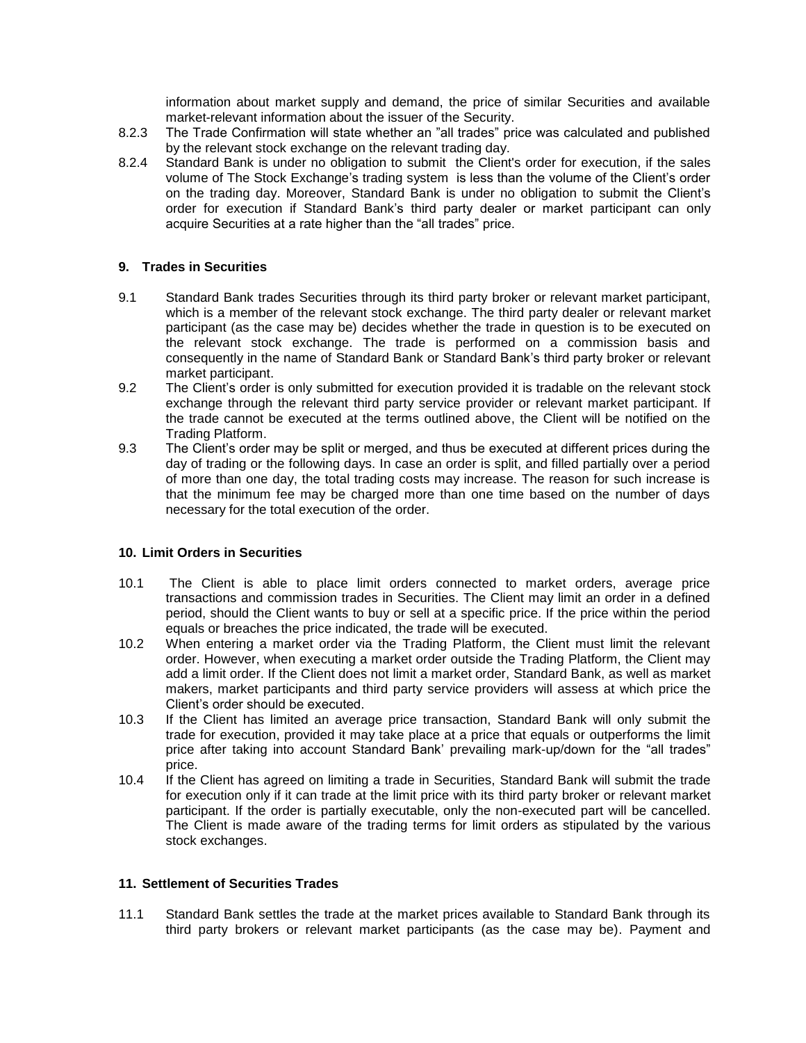information about market supply and demand, the price of similar Securities and available market-relevant information about the issuer of the Security.

8.2.3 The Trade Confirmation will state whether an "all trades" price was calculated and published by the relevant stock exchange on the relevant trading day.

8.2.4 Standard Bank is under no obligation to submit the Client's order for execution, if the sales volume of The Stock Exchange's trading system is less than the volume of the Client's order on the trading day. Moreover, Standard Bank is under no obligation to submit the Client's order for execution if Standard Bank's third party dealer or market participant can only acquire Securities at a rate higher than the "all trades" price.

## 9. Trades in Securities

9.1 Standard Bank trades Securities through its third party broker or relevant market participant, which is a member of the relevant stock exchange. The third party dealer or relevant market participant (as the case may be) decides whether the trade in question is to be executed on the relevant stock exchange. The trade is performed on a commission basis and consequently in the name of Standard Bank or Standard Bank's third party broker or relevant market participant.

9.2 The Client's order is only submitted for execution provided it is tradable on the relevant stock exchange through the relevant third party service provider or relevant market participant. If the trade cannot be executed at the terms outlined above, the Client will be notified on the Trading Platform.

9.3 The Client's order may be split or merged, and thus be executed at different prices during the day of trading or the following days. In case an order is split, and filled partially over a period of more than one day, the total trading costs may increase. The reason for such increase is that the minimum fee may be charged more than one time based on the number of days necessary for the total execution of the order.

## 10. Limit Orders in Securities

10.1 The Client is able to place limit orders connected to market orders, average price transactions and commission trades in Securities. The Client may limit an order in a defined period, should the Client wants to buy or sell at a specific price. If the price within the period equals or breaches the price indicated, the trade will be executed.

10.2 When entering a market order via the Trading Platform, the Client must limit the relevant order. However, when executing a market order outside the Trading Platform, the Client may add a limit order. If the Client does not limit a market order, Standard Bank, as well as market makers, market participants and third party service providers will assess at which price the Client's order should be executed.

10.3 If the Client has limited an average price transaction, Standard Bank will only submit the trade for execution, provided it may take place at a price that equals or outperforms the limit price after taking into account Standard Bank' prevailing mark-up/down for the "all trades" price.

10.4 If the Client has agreed on limiting a trade in Securities, Standard Bank will submit the trade for execution only if it can trade at the limit price with its third party broker or relevant market participant. If the order is partially executable, only the non-executed part will be cancelled. The Client is made aware of the trading terms for limit orders as stipulated by the various stock exchanges.

## 11. Settlement of Securities Trades

11.1 Standard Bank settles the trade at the market prices available to Standard Bank through its third party brokers or relevant market participants (as the case may be). Payment and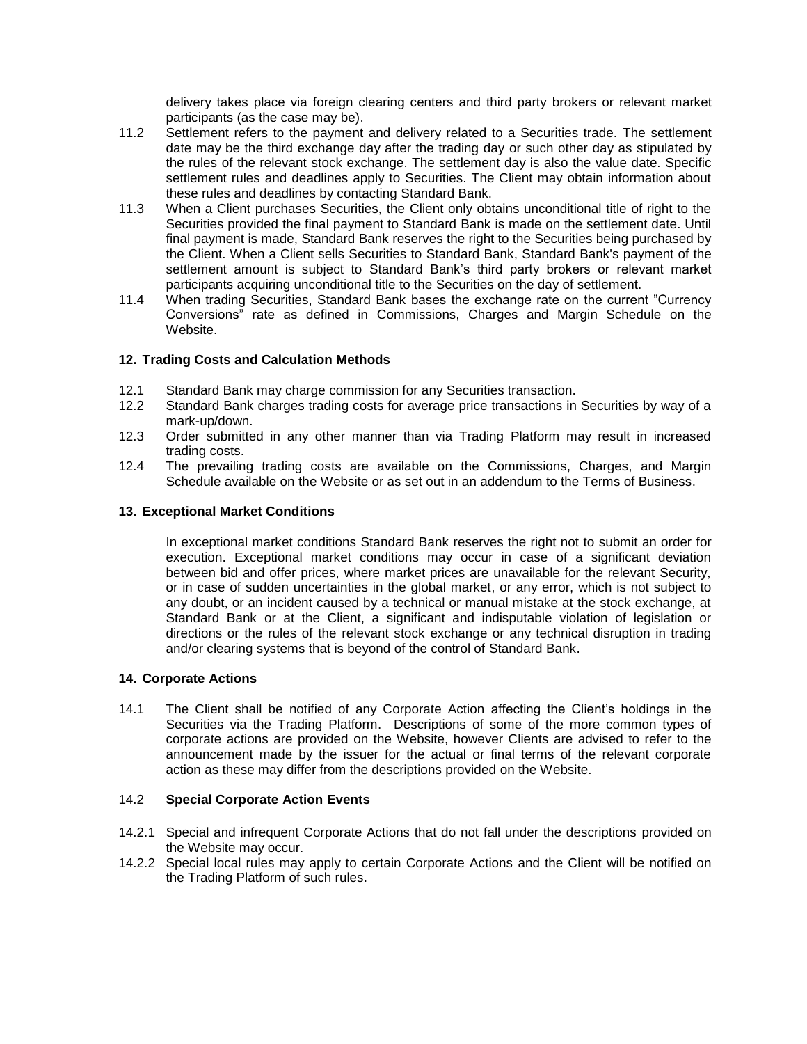delivery takes place via foreign clearing centers and third party brokers or relevant market participants (as the case may be).

11.2 Settlement refers to the payment and delivery related to a Securities trade. The settlement date may be the third exchange day after the trading day or such other day as stipulated by the rules of the relevant stock exchange. The settlement day is also the value date. Specific settlement rules and deadlines apply to Securities. The Client may obtain information about these rules and deadlines by contacting Standard Bank.

11.3 When a Client purchases Securities, the Client only obtains unconditional title of right to the Securities provided the final payment to Standard Bank is made on the settlement date. Until final payment is made, Standard Bank reserves the right to the Securities being purchased by the Client. When a Client sells Securities to Standard Bank, Standard Bank's payment of the settlement amount is subject to Standard Bank's third party brokers or relevant market participants acquiring unconditional title to the Securities on the day of settlement.

11.4 When trading Securities, Standard Bank bases the exchange rate on the current "Currency Conversions" rate as defined in Commissions, Charges and Margin Schedule on the Website.

### 12. Trading Costs and Calculation Methods

12.1 Standard Bank may charge commission for any Securities transaction.

12.2 Standard Bank charges trading costs for average price transactions in Securities by way of a mark-up/down.

12.3 Order submitted in any other manner than via Trading Platform may result in increased trading costs.

12.4 The prevailing trading costs are available on the Commissions, Charges, and Margin Schedule available on the Website or as set out in an addendum to the Terms of Business.

### 13. Exceptional Market Conditions

In exceptional market conditions Standard Bank reserves the right not to submit an order for execution. Exceptional market conditions may occur in case of a significant deviation between bid and offer prices, where market prices are unavailable for the relevant Security, or in case of sudden uncertainties in the global market, or any error, which is not subject to any doubt, or an incident caused by a technical or manual mistake at the stock exchange, at Standard Bank or at the Client, a significant and indisputable violation of legislation or directions or the rules of the relevant stock exchange or any technical disruption in trading and/or clearing systems that is beyond of the control of Standard Bank.

### 14. Corporate Actions

14.1 The Client shall be notified of any Corporate Action affecting the Client's holdings in the Securities via the Trading Platform. Descriptions of some of the more common types of corporate actions are provided on the Website, however Clients are advised to refer to the announcement made by the issuer for the actual or final terms of the relevant corporate action as these may differ from the descriptions provided on the Website.

14.2 **Special Corporate Action Events**

14.2.1 Special and infrequent Corporate Actions that do not fall under the descriptions provided on the Website may occur.

14.2.2 Special local rules may apply to certain Corporate Actions and the Client will be notified on the Trading Platform of such rules.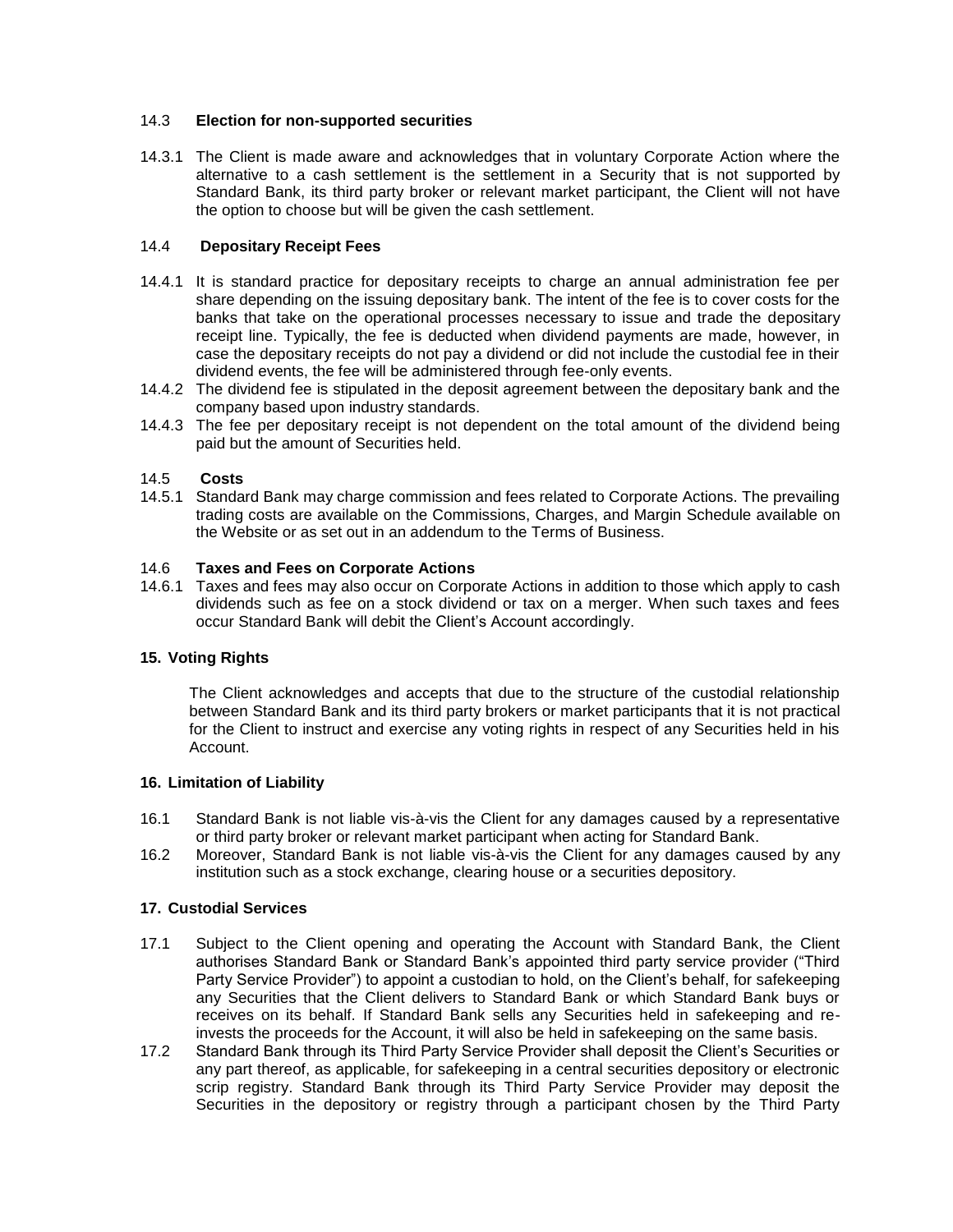### 14.3 Election for non-supported securities

14.3.1 The Client is made aware and acknowledges that in voluntary Corporate Action where the alternative to a cash settlement is the settlement in a Security that is not supported by Standard Bank, its third party broker or relevant market participant, the Client will not have the option to choose but will be given the cash settlement.

### 14.4 Depositary Receipt Fees

14.4.1 It is standard practice for depositary receipts to charge an annual administration fee per share depending on the issuing depositary bank. The intent of the fee is to cover costs for the banks that take on the operational processes necessary to issue and trade the depositary receipt line. Typically, the fee is deducted when dividend payments are made, however, in case the depositary receipts do not pay a dividend or did not include the custodial fee in their dividend events, the fee will be administered through fee-only events.

14.4.2 The dividend fee is stipulated in the deposit agreement between the depositary bank and the company based upon industry standards.

14.4.3 The fee per depositary receipt is not dependent on the total amount of the dividend being paid but the amount of Securities held.

### 14.5 Costs

14.5.1 Standard Bank may charge commission and fees related to Corporate Actions. The prevailing trading costs are available on the Commissions, Charges, and Margin Schedule available on the Website or as set out in an addendum to the Terms of Business.

### 14.6 Taxes and Fees on Corporate Actions

14.6.1 Taxes and fees may also occur on Corporate Actions in addition to those which apply to cash dividends such as fee on a stock dividend or tax on a merger. When such taxes and fees occur Standard Bank will debit the Client's Account accordingly.

## 15. Voting Rights

The Client acknowledges and accepts that due to the structure of the custodial relationship between Standard Bank and its third party brokers or market participants that it is not practical for the Client to instruct and exercise any voting rights in respect of any Securities held in his Account.

## 16. Limitation of Liability

16.1 Standard Bank is not liable vis-à-vis the Client for any damages caused by a representative or third party broker or relevant market participant when acting for Standard Bank.

16.2 Moreover, Standard Bank is not liable vis-à-vis the Client for any damages caused by any institution such as a stock exchange, clearing house or a securities depository.

## 17. Custodial Services

17.1 Subject to the Client opening and operating the Account with Standard Bank, the Client authorises Standard Bank or Standard Bank's appointed third party service provider ("Third Party Service Provider") to appoint a custodian to hold, on the Client's behalf, for safekeeping any Securities that the Client delivers to Standard Bank or which Standard Bank buys or receives on its behalf. If Standard Bank sells any Securities held in safekeeping and re-invests the proceeds for the Account, it will also be held in safekeeping on the same basis.

17.2 Standard Bank through its Third Party Service Provider shall deposit the Client's Securities or any part thereof, as applicable, for safekeeping in a central securities depository or electronic scrip registry. Standard Bank through its Third Party Service Provider may deposit the Securities in the depository or registry through a participant chosen by the Third Party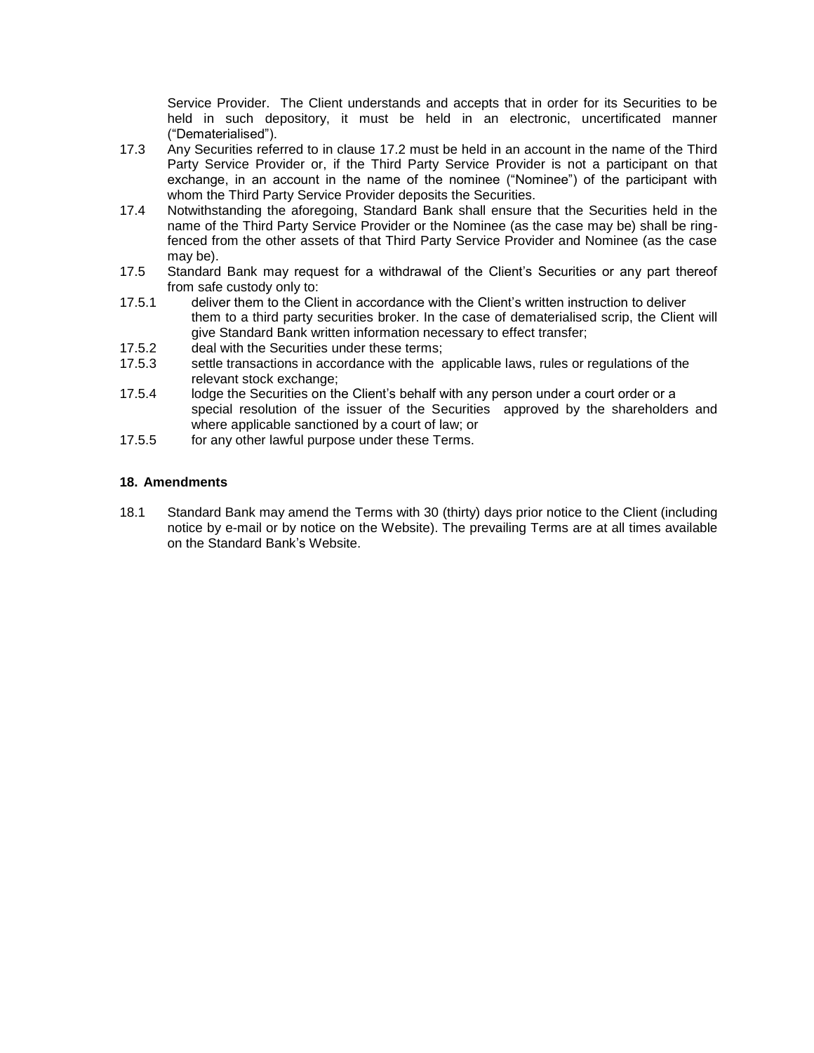Service Provider. The Client understands and accepts that in order for its Securities to be held in such depository, it must be held in an electronic, uncertificated manner ("Dematerialised").

17.3 Any Securities referred to in clause 17.2 must be held in an account in the name of the Third Party Service Provider or, if the Third Party Service Provider is not a participant on that exchange, in an account in the name of the nominee ("Nominee") of the participant with whom the Third Party Service Provider deposits the Securities.

17.4 Notwithstanding the aforegoing, Standard Bank shall ensure that the Securities held in the name of the Third Party Service Provider or the Nominee (as the case may be) shall be ring-fenced from the other assets of that Third Party Service Provider and Nominee (as the case may be).

17.5 Standard Bank may request for a withdrawal of the Client's Securities or any part thereof from safe custody only to:

17.5.1 deliver them to the Client in accordance with the Client's written instruction to deliver them to a third party securities broker. In the case of dematerialised scrip, the Client will give Standard Bank written information necessary to effect transfer;

17.5.2 deal with the Securities under these terms;

17.5.3 settle transactions in accordance with the applicable laws, rules or regulations of the relevant stock exchange;

17.5.4 lodge the Securities on the Client's behalf with any person under a court order or a special resolution of the issuer of the Securities approved by the shareholders and where applicable sanctioned by a court of law; or

17.5.5 for any other lawful purpose under these Terms.

**18. Amendments**

18.1 Standard Bank may amend the Terms with 30 (thirty) days prior notice to the Client (including notice by e-mail or by notice on the Website). The prevailing Terms are at all times available on the Standard Bank's Website.